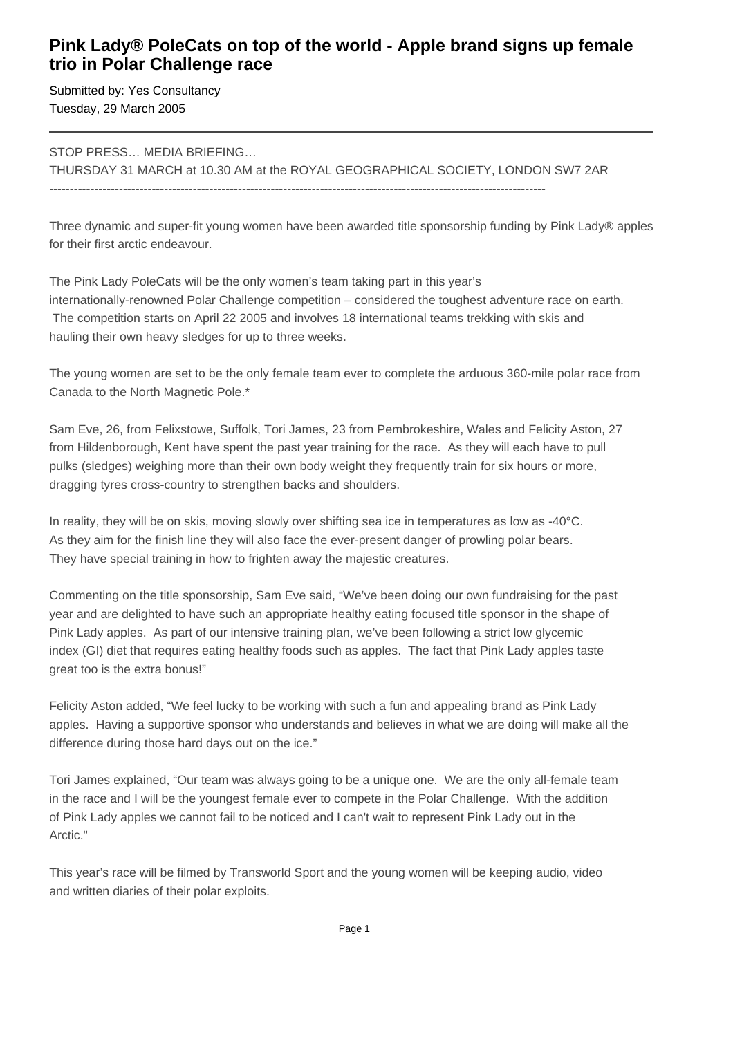# Pink Lady® PoleCats on top of the world - Apple brand signs up female trio in Polar Challenge race

Submitted by: Yes Consultancy
Tuesday, 29 March 2005

---

STOP PRESS… MEDIA BRIEFING…
THURSDAY 31 MARCH at 10.30 AM at the ROYAL GEOGRAPHICAL SOCIETY, LONDON SW7 2AR
------------------------------------------------------------------------------------------------------------------------

Three dynamic and super-fit young women have been awarded title sponsorship funding by Pink Lady® apples for their first arctic endeavour.

The Pink Lady PoleCats will be the only women's team taking part in this year's internationally-renowned Polar Challenge competition – considered the toughest adventure race on earth. The competition starts on April 22 2005 and involves 18 international teams trekking with skis and hauling their own heavy sledges for up to three weeks.

The young women are set to be the only female team ever to complete the arduous 360-mile polar race from Canada to the North Magnetic Pole.*

Sam Eve, 26, from Felixstowe, Suffolk, Tori James, 23 from Pembrokeshire, Wales and Felicity Aston, 27 from Hildenborough, Kent have spent the past year training for the race. As they will each have to pull pulks (sledges) weighing more than their own body weight they frequently train for six hours or more, dragging tyres cross-country to strengthen backs and shoulders.

In reality, they will be on skis, moving slowly over shifting sea ice in temperatures as low as -40°C. As they aim for the finish line they will also face the ever-present danger of prowling polar bears. They have special training in how to frighten away the majestic creatures.

Commenting on the title sponsorship, Sam Eve said, "We've been doing our own fundraising for the past year and are delighted to have such an appropriate healthy eating focused title sponsor in the shape of Pink Lady apples. As part of our intensive training plan, we've been following a strict low glycemic index (GI) diet that requires eating healthy foods such as apples. The fact that Pink Lady apples taste great too is the extra bonus!"

Felicity Aston added, "We feel lucky to be working with such a fun and appealing brand as Pink Lady apples. Having a supportive sponsor who understands and believes in what we are doing will make all the difference during those hard days out on the ice."

Tori James explained, "Our team was always going to be a unique one. We are the only all-female team in the race and I will be the youngest female ever to compete in the Polar Challenge. With the addition of Pink Lady apples we cannot fail to be noticed and I can't wait to represent Pink Lady out in the Arctic."

This year's race will be filmed by Transworld Sport and the young women will be keeping audio, video and written diaries of their polar exploits.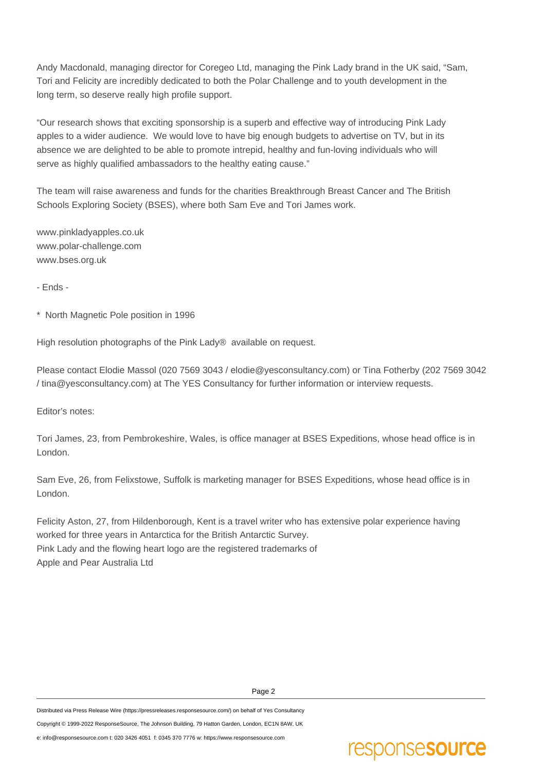Andy Macdonald, managing director for Coregeo Ltd, managing the Pink Lady brand in the UK said, “Sam, Tori and Felicity are incredibly dedicated to both the Polar Challenge and to youth development in the long term, so deserve really high profile support.

“Our research shows that exciting sponsorship is a superb and effective way of introducing Pink Lady apples to a wider audience. We would love to have big enough budgets to advertise on TV, but in its absence we are delighted to be able to promote intrepid, healthy and fun-loving individuals who will serve as highly qualified ambassadors to the healthy eating cause.”

The team will raise awareness and funds for the charities Breakthrough Breast Cancer and The British Schools Exploring Society (BSES), where both Sam Eve and Tori James work.

www.pinkladyapples.co.uk
www.polar-challenge.com
www.bses.org.uk

- Ends -

* North Magnetic Pole position in 1996

High resolution photographs of the Pink Lady® available on request.

Please contact Elodie Massol (020 7569 3043 / elodie@yesconsultancy.com) or Tina Fotherby (202 7569 3042 / tina@yesconsultancy.com) at The YES Consultancy for further information or interview requests.

Editor’s notes:

Tori James, 23, from Pembrokeshire, Wales, is office manager at BSES Expeditions, whose head office is in London.

Sam Eve, 26, from Felixstowe, Suffolk is marketing manager for BSES Expeditions, whose head office is in London.

Felicity Aston, 27, from Hildenborough, Kent is a travel writer who has extensive polar experience having worked for three years in Antarctica for the British Antarctic Survey.
Pink Lady and the flowing heart logo are the registered trademarks of
Apple and Pear Australia Ltd